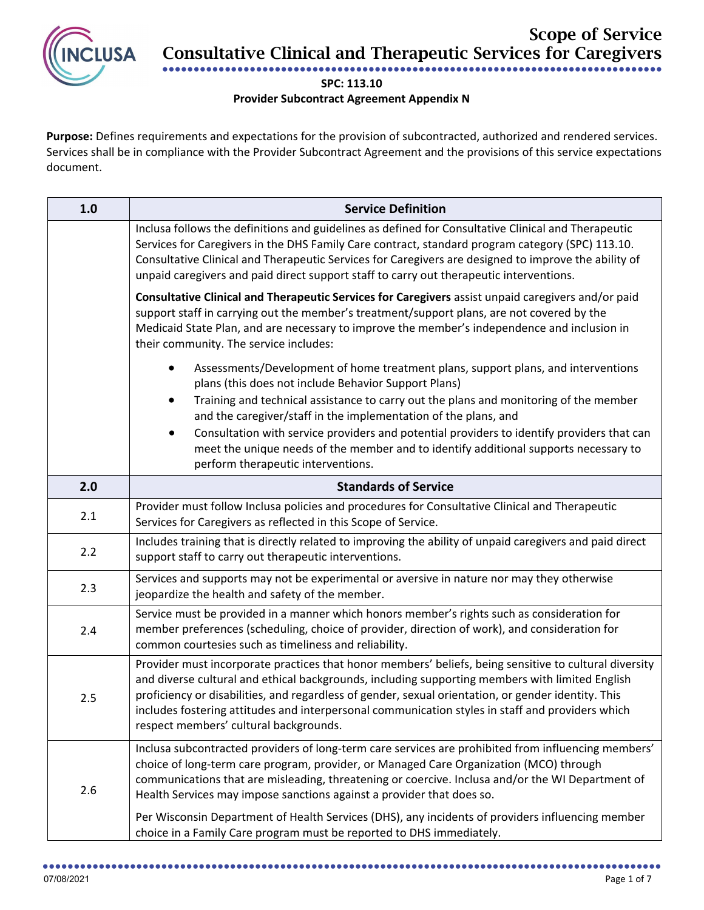# Scope of Service
## Consultative Clinical and Therapeutic Services for Caregivers

**SPC: 113.10**
**Provider Subcontract Agreement Appendix N**

**Purpose:** Defines requirements and expectations for the provision of subcontracted, authorized and rendered services. Services shall be in compliance with the Provider Subcontract Agreement and the provisions of this service expectations document.

| 1.0 | Service Definition |
|---|---|
| | Inclusa follows the definitions and guidelines as defined for Consultative Clinical and Therapeutic Services for Caregivers in the DHS Family Care contract, standard program category (SPC) 113.10. Consultative Clinical and Therapeutic Services for Caregivers are designed to improve the ability of unpaid caregivers and paid direct support staff to carry out therapeutic interventions.<br><br>**Consultative Clinical and Therapeutic Services for Caregivers** assist unpaid caregivers and/or paid support staff in carrying out the member's treatment/support plans, are not covered by the Medicaid State Plan, and are necessary to improve the member's independence and inclusion in their community. The service includes:<br><br>• Assessments/Development of home treatment plans, support plans, and interventions plans (this does not include Behavior Support Plans)<br>• Training and technical assistance to carry out the plans and monitoring of the member and the caregiver/staff in the implementation of the plans, and<br>• Consultation with service providers and potential providers to identify providers that can meet the unique needs of the member and to identify additional supports necessary to perform therapeutic interventions. |
| **2.0** | **Standards of Service** |
| 2.1 | Provider must follow Inclusa policies and procedures for Consultative Clinical and Therapeutic Services for Caregivers as reflected in this Scope of Service. |
| 2.2 | Includes training that is directly related to improving the ability of unpaid caregivers and paid direct support staff to carry out therapeutic interventions. |
| 2.3 | Services and supports may not be experimental or aversive in nature nor may they otherwise jeopardize the health and safety of the member. |
| 2.4 | Service must be provided in a manner which honors member's rights such as consideration for member preferences (scheduling, choice of provider, direction of work), and consideration for common courtesies such as timeliness and reliability. |
| 2.5 | Provider must incorporate practices that honor members' beliefs, being sensitive to cultural diversity and diverse cultural and ethical backgrounds, including supporting members with limited English proficiency or disabilities, and regardless of gender, sexual orientation, or gender identity. This includes fostering attitudes and interpersonal communication styles in staff and providers which respect members' cultural backgrounds. |
| 2.6 | Inclusa subcontracted providers of long-term care services are prohibited from influencing members' choice of long-term care program, provider, or Managed Care Organization (MCO) through communications that are misleading, threatening or coercive. Inclusa and/or the WI Department of Health Services may impose sanctions against a provider that does so.<br><br>Per Wisconsin Department of Health Services (DHS), any incidents of providers influencing member choice in a Family Care program must be reported to DHS immediately. |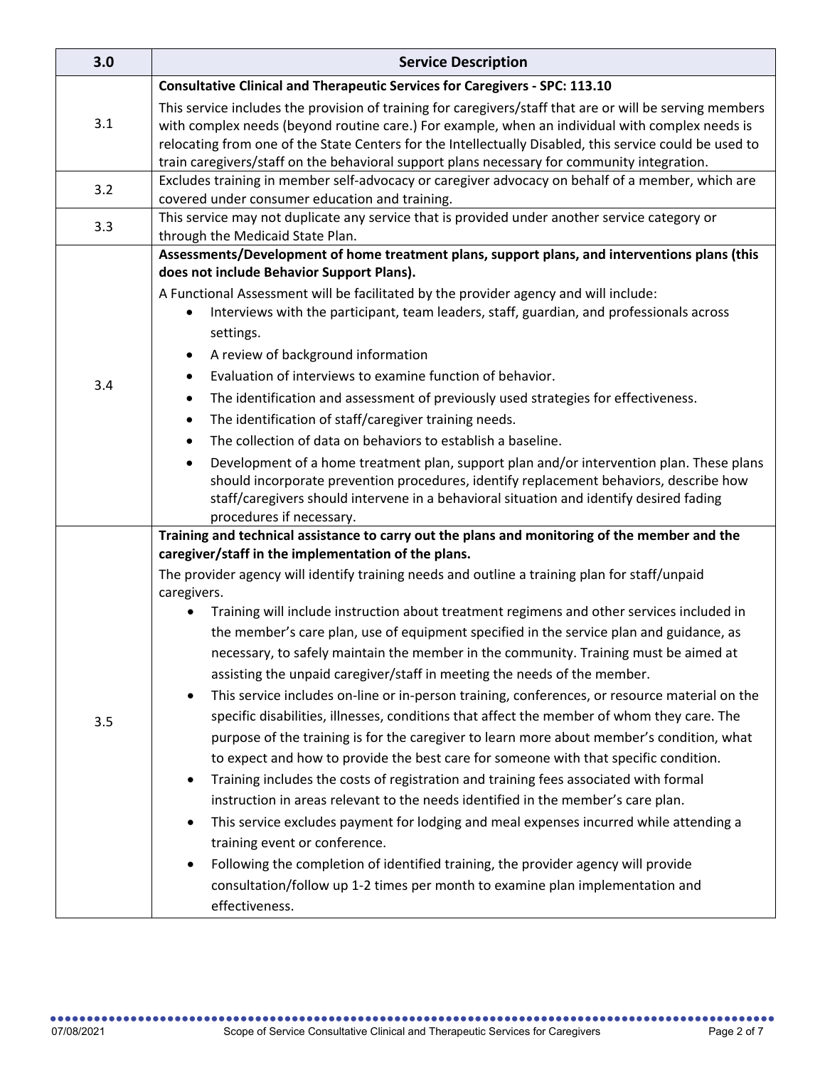| 3.0 | Service Description |
|---|---|
| 3.1 | **Consultative Clinical and Therapeutic Services for Caregivers - SPC: 113.10**<br><br>This service includes the provision of training for caregivers/staff that are or will be serving members with complex needs (beyond routine care.) For example, when an individual with complex needs is relocating from one of the State Centers for the Intellectually Disabled, this service could be used to train caregivers/staff on the behavioral support plans necessary for community integration. |
| 3.2 | Excludes training in member self-advocacy or caregiver advocacy on behalf of a member, which are covered under consumer education and training. |
| 3.3 | This service may not duplicate any service that is provided under another service category or through the Medicaid State Plan. |
| 3.4 | **Assessments/Development of home treatment plans, support plans, and interventions plans (this does not include Behavior Support Plans).**<br><br>A Functional Assessment will be facilitated by the provider agency and will include:<br>• Interviews with the participant, team leaders, staff, guardian, and professionals across settings.<br>• A review of background information<br>• Evaluation of interviews to examine function of behavior.<br>• The identification and assessment of previously used strategies for effectiveness.<br>• The identification of staff/caregiver training needs.<br>• The collection of data on behaviors to establish a baseline.<br>• Development of a home treatment plan, support plan and/or intervention plan. These plans should incorporate prevention procedures, identify replacement behaviors, describe how staff/caregivers should intervene in a behavioral situation and identify desired fading procedures if necessary. |
| 3.5 | **Training and technical assistance to carry out the plans and monitoring of the member and the caregiver/staff in the implementation of the plans.**<br><br>The provider agency will identify training needs and outline a training plan for staff/unpaid caregivers.<br>• Training will include instruction about treatment regimens and other services included in the member's care plan, use of equipment specified in the service plan and guidance, as necessary, to safely maintain the member in the community. Training must be aimed at assisting the unpaid caregiver/staff in meeting the needs of the member.<br>• This service includes on-line or in-person training, conferences, or resource material on the specific disabilities, illnesses, conditions that affect the member of whom they care. The purpose of the training is for the caregiver to learn more about member's condition, what to expect and how to provide the best care for someone with that specific condition.<br>• Training includes the costs of registration and training fees associated with formal instruction in areas relevant to the needs identified in the member's care plan.<br>• This service excludes payment for lodging and meal expenses incurred while attending a training event or conference.<br>• Following the completion of identified training, the provider agency will provide consultation/follow up 1-2 times per month to examine plan implementation and effectiveness. |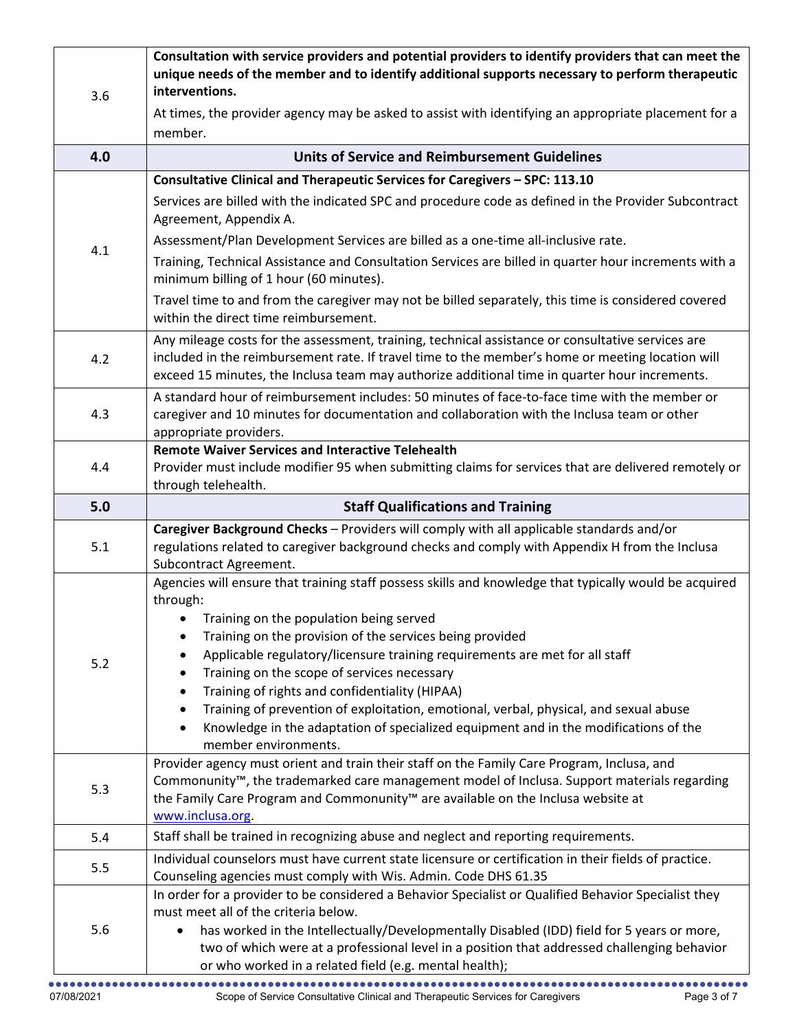| | |
|---|---|
| 3.6 | **Consultation with service providers and potential providers to identify providers that can meet the unique needs of the member and to identify additional supports necessary to perform therapeutic interventions.**<br><br>At times, the provider agency may be asked to assist with identifying an appropriate placement for a member. |
| **4.0** | **Units of Service and Reimbursement Guidelines** |
| 4.1 | **Consultative Clinical and Therapeutic Services for Caregivers – SPC: 113.10**<br><br>Services are billed with the indicated SPC and procedure code as defined in the Provider Subcontract Agreement, Appendix A.<br><br>Assessment/Plan Development Services are billed as a one-time all-inclusive rate.<br><br>Training, Technical Assistance and Consultation Services are billed in quarter hour increments with a minimum billing of 1 hour (60 minutes).<br><br>Travel time to and from the caregiver may not be billed separately, this time is considered covered within the direct time reimbursement. |
| 4.2 | Any mileage costs for the assessment, training, technical assistance or consultative services are included in the reimbursement rate. If travel time to the member's home or meeting location will exceed 15 minutes, the Inclusa team may authorize additional time in quarter hour increments. |
| 4.3 | A standard hour of reimbursement includes: 50 minutes of face-to-face time with the member or caregiver and 10 minutes for documentation and collaboration with the Inclusa team or other appropriate providers. |
| 4.4 | **Remote Waiver Services and Interactive Telehealth**<br>Provider must include modifier 95 when submitting claims for services that are delivered remotely or through telehealth. |
| **5.0** | **Staff Qualifications and Training** |
| 5.1 | **Caregiver Background Checks** – Providers will comply with all applicable standards and/or regulations related to caregiver background checks and comply with Appendix H from the Inclusa Subcontract Agreement. |
| 5.2 | Agencies will ensure that training staff possess skills and knowledge that typically would be acquired through:<br>• Training on the population being served<br>• Training on the provision of the services being provided<br>• Applicable regulatory/licensure training requirements are met for all staff<br>• Training on the scope of services necessary<br>• Training of rights and confidentiality (HIPAA)<br>• Training of prevention of exploitation, emotional, verbal, physical, and sexual abuse<br>• Knowledge in the adaptation of specialized equipment and in the modifications of the member environments. |
| 5.3 | Provider agency must orient and train their staff on the Family Care Program, Inclusa, and Commonunity™, the trademarked care management model of Inclusa. Support materials regarding the Family Care Program and Commonunity™ are available on the Inclusa website at www.inclusa.org. |
| 5.4 | Staff shall be trained in recognizing abuse and neglect and reporting requirements. |
| 5.5 | Individual counselors must have current state licensure or certification in their fields of practice. Counseling agencies must comply with Wis. Admin. Code DHS 61.35 |
| 5.6 | In order for a provider to be considered a Behavior Specialist or Qualified Behavior Specialist they must meet all of the criteria below.<br>• has worked in the Intellectually/Developmentally Disabled (IDD) field for 5 years or more, two of which were at a professional level in a position that addressed challenging behavior or who worked in a related field (e.g. mental health); |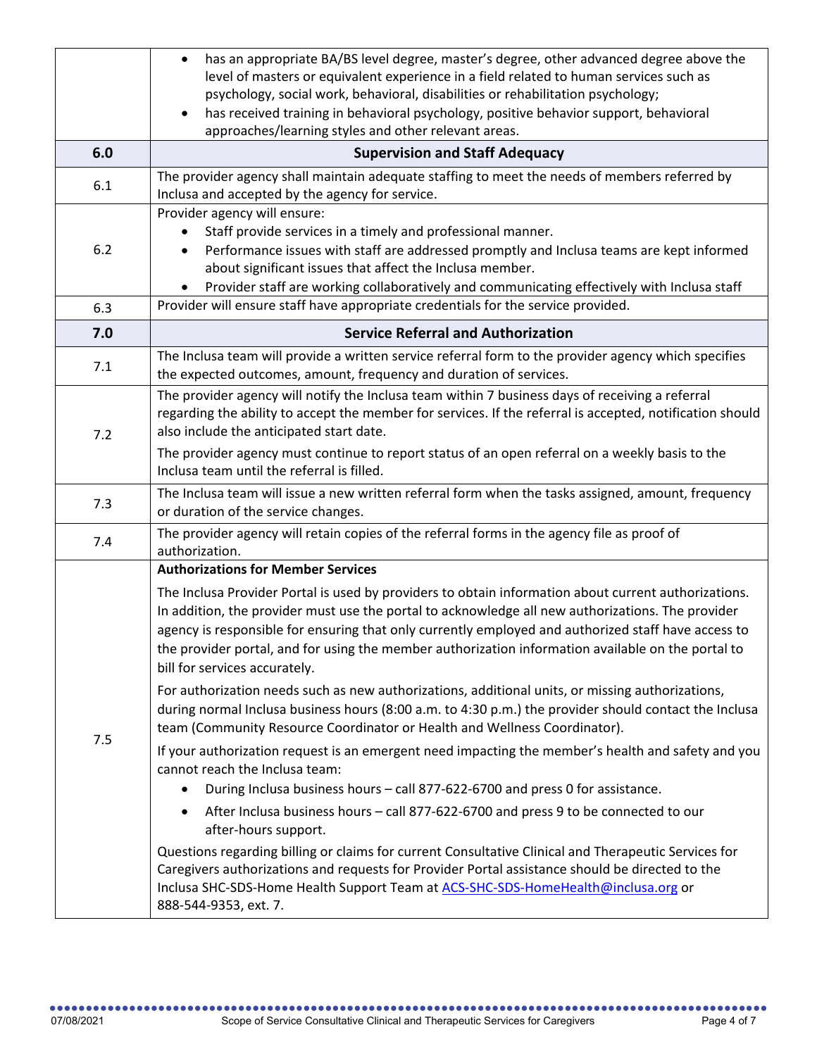|  |  |
| --- | --- |
|  | • has an appropriate BA/BS level degree, master's degree, other advanced degree above the level of masters or equivalent experience in a field related to human services such as psychology, social work, behavioral, disabilities or rehabilitation psychology;<br>• has received training in behavioral psychology, positive behavior support, behavioral approaches/learning styles and other relevant areas. |
| **6.0** | **Supervision and Staff Adequacy** |
| 6.1 | The provider agency shall maintain adequate staffing to meet the needs of members referred by Inclusa and accepted by the agency for service. |
| 6.2 | Provider agency will ensure:<br>• Staff provide services in a timely and professional manner.<br>• Performance issues with staff are addressed promptly and Inclusa teams are kept informed about significant issues that affect the Inclusa member.<br>• Provider staff are working collaboratively and communicating effectively with Inclusa staff |
| 6.3 | Provider will ensure staff have appropriate credentials for the service provided. |
| **7.0** | **Service Referral and Authorization** |
| 7.1 | The Inclusa team will provide a written service referral form to the provider agency which specifies the expected outcomes, amount, frequency and duration of services. |
| 7.2 | The provider agency will notify the Inclusa team within 7 business days of receiving a referral regarding the ability to accept the member for services. If the referral is accepted, notification should also include the anticipated start date.<br><br>The provider agency must continue to report status of an open referral on a weekly basis to the Inclusa team until the referral is filled. |
| 7.3 | The Inclusa team will issue a new written referral form when the tasks assigned, amount, frequency or duration of the service changes. |
| 7.4 | The provider agency will retain copies of the referral forms in the agency file as proof of authorization. |
| 7.5 | **Authorizations for Member Services**<br><br>The Inclusa Provider Portal is used by providers to obtain information about current authorizations. In addition, the provider must use the portal to acknowledge all new authorizations. The provider agency is responsible for ensuring that only currently employed and authorized staff have access to the provider portal, and for using the member authorization information available on the portal to bill for services accurately.<br><br>For authorization needs such as new authorizations, additional units, or missing authorizations, during normal Inclusa business hours (8:00 a.m. to 4:30 p.m.) the provider should contact the Inclusa team (Community Resource Coordinator or Health and Wellness Coordinator).<br><br>If your authorization request is an emergent need impacting the member's health and safety and you cannot reach the Inclusa team:<br>• During Inclusa business hours – call 877-622-6700 and press 0 for assistance.<br>• After Inclusa business hours – call 877-622-6700 and press 9 to be connected to our after-hours support.<br><br>Questions regarding billing or claims for current Consultative Clinical and Therapeutic Services for Caregivers authorizations and requests for Provider Portal assistance should be directed to the Inclusa SHC-SDS-Home Health Support Team at ACS-SHC-SDS-HomeHealth@inclusa.org or 888-544-9353, ext. 7. |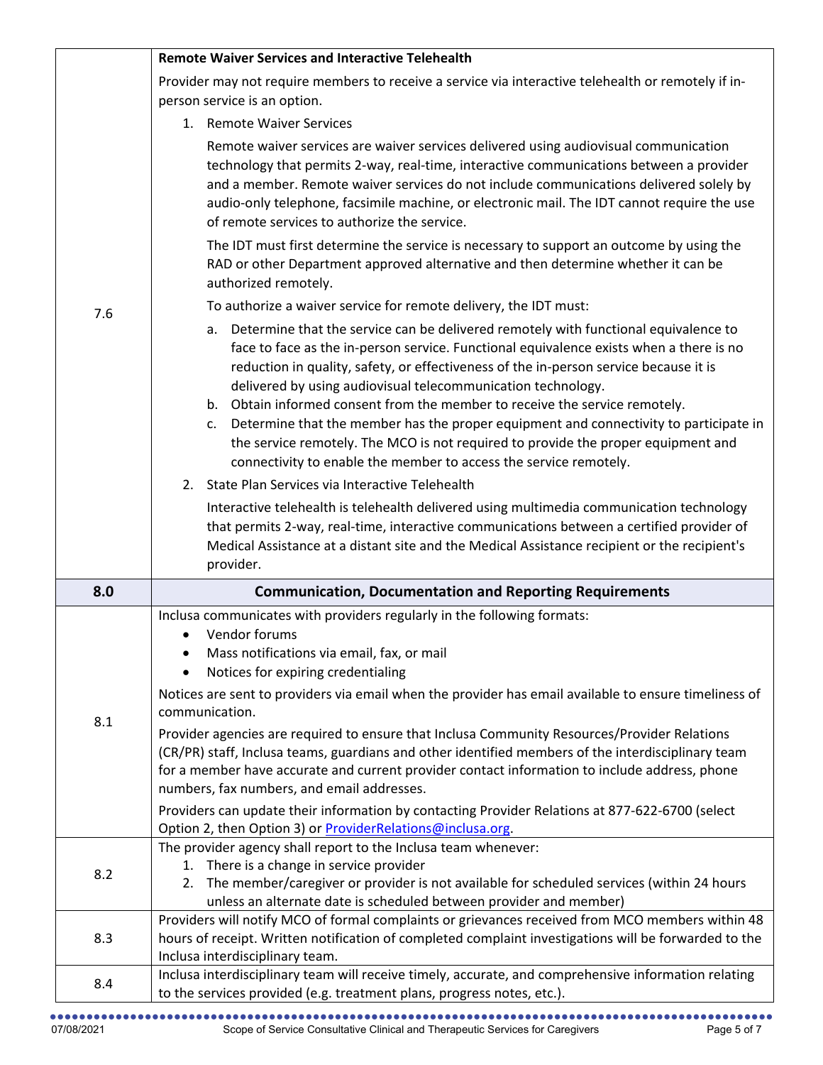| | |
|---|---|
| 7.6 | **Remote Waiver Services and Interactive Telehealth**<br>Provider may not require members to receive a service via interactive telehealth or remotely if in-person service is an option.<br>1. Remote Waiver Services<br>Remote waiver services are waiver services delivered using audiovisual communication technology that permits 2-way, real-time, interactive communications between a provider and a member. Remote waiver services do not include communications delivered solely by audio-only telephone, facsimile machine, or electronic mail. The IDT cannot require the use of remote services to authorize the service.<br>The IDT must first determine the service is necessary to support an outcome by using the RAD or other Department approved alternative and then determine whether it can be authorized remotely.<br>To authorize a waiver service for remote delivery, the IDT must:<br>a. Determine that the service can be delivered remotely with functional equivalence to face to face as the in-person service. Functional equivalence exists when a there is no reduction in quality, safety, or effectiveness of the in-person service because it is delivered by using audiovisual telecommunication technology.<br>b. Obtain informed consent from the member to receive the service remotely.<br>c. Determine that the member has the proper equipment and connectivity to participate in the service remotely. The MCO is not required to provide the proper equipment and connectivity to enable the member to access the service remotely.<br>2. State Plan Services via Interactive Telehealth<br>Interactive telehealth is telehealth delivered using multimedia communication technology that permits 2-way, real-time, interactive communications between a certified provider of Medical Assistance at a distant site and the Medical Assistance recipient or the recipient's provider. |
| **8.0** | **Communication, Documentation and Reporting Requirements** |
| 8.1 | Inclusa communicates with providers regularly in the following formats:<br>• Vendor forums<br>• Mass notifications via email, fax, or mail<br>• Notices for expiring credentialing<br>Notices are sent to providers via email when the provider has email available to ensure timeliness of communication.<br>Provider agencies are required to ensure that Inclusa Community Resources/Provider Relations (CR/PR) staff, Inclusa teams, guardians and other identified members of the interdisciplinary team for a member have accurate and current provider contact information to include address, phone numbers, fax numbers, and email addresses.<br>Providers can update their information by contacting Provider Relations at 877-622-6700 (select Option 2, then Option 3) or ProviderRelations@inclusa.org. |
| 8.2 | The provider agency shall report to the Inclusa team whenever:<br>1. There is a change in service provider<br>2. The member/caregiver or provider is not available for scheduled services (within 24 hours unless an alternate date is scheduled between provider and member) |
| 8.3 | Providers will notify MCO of formal complaints or grievances received from MCO members within 48 hours of receipt. Written notification of completed complaint investigations will be forwarded to the Inclusa interdisciplinary team. |
| 8.4 | Inclusa interdisciplinary team will receive timely, accurate, and comprehensive information relating to the services provided (e.g. treatment plans, progress notes, etc.). |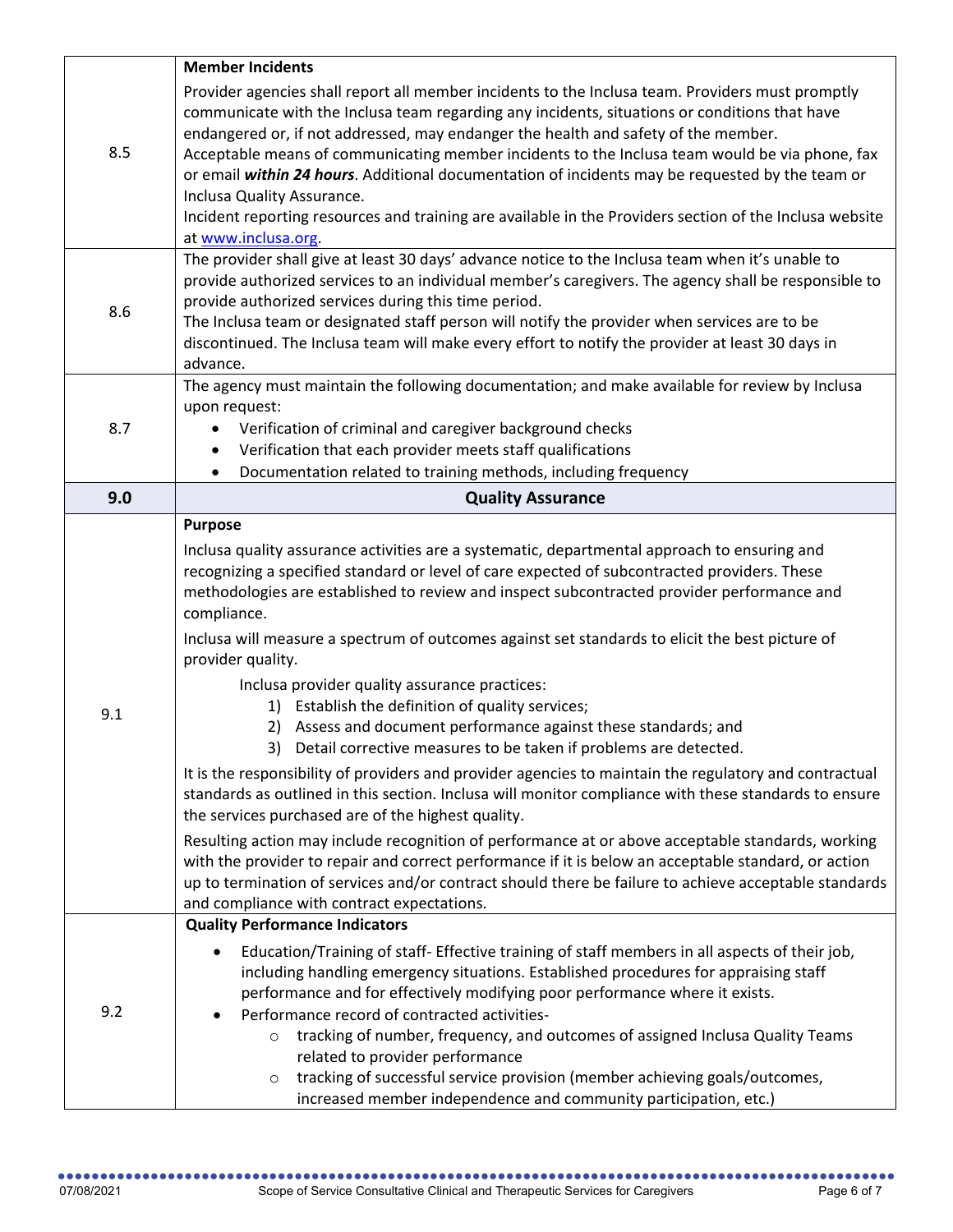| | |
|---|---|
| 8.5 | **Member Incidents**<br><br>Provider agencies shall report all member incidents to the Inclusa team. Providers must promptly communicate with the Inclusa team regarding any incidents, situations or conditions that have endangered or, if not addressed, may endanger the health and safety of the member.<br>Acceptable means of communicating member incidents to the Inclusa team would be via phone, fax or email ***within 24 hours***. Additional documentation of incidents may be requested by the team or Inclusa Quality Assurance.<br>Incident reporting resources and training are available in the Providers section of the Inclusa website at www.inclusa.org. |
| 8.6 | The provider shall give at least 30 days' advance notice to the Inclusa team when it's unable to provide authorized services to an individual member's caregivers. The agency shall be responsible to provide authorized services during this time period.<br>The Inclusa team or designated staff person will notify the provider when services are to be discontinued. The Inclusa team will make every effort to notify the provider at least 30 days in advance. |
| 8.7 | The agency must maintain the following documentation; and make available for review by Inclusa upon request:<br>• Verification of criminal and caregiver background checks<br>• Verification that each provider meets staff qualifications<br>• Documentation related to training methods, including frequency |
| **9.0** | **Quality Assurance** |
| 9.1 | **Purpose**<br><br>Inclusa quality assurance activities are a systematic, departmental approach to ensuring and recognizing a specified standard or level of care expected of subcontracted providers. These methodologies are established to review and inspect subcontracted provider performance and compliance.<br><br>Inclusa will measure a spectrum of outcomes against set standards to elicit the best picture of provider quality.<br><br>Inclusa provider quality assurance practices:<br>1) Establish the definition of quality services;<br>2) Assess and document performance against these standards; and<br>3) Detail corrective measures to be taken if problems are detected.<br><br>It is the responsibility of providers and provider agencies to maintain the regulatory and contractual standards as outlined in this section. Inclusa will monitor compliance with these standards to ensure the services purchased are of the highest quality.<br><br>Resulting action may include recognition of performance at or above acceptable standards, working with the provider to repair and correct performance if it is below an acceptable standard, or action up to termination of services and/or contract should there be failure to achieve acceptable standards and compliance with contract expectations. |
| 9.2 | **Quality Performance Indicators**<br><br>• Education/Training of staff- Effective training of staff members in all aspects of their job, including handling emergency situations. Established procedures for appraising staff performance and for effectively modifying poor performance where it exists.<br>• Performance record of contracted activities-<br>  ○ tracking of number, frequency, and outcomes of assigned Inclusa Quality Teams related to provider performance<br>  ○ tracking of successful service provision (member achieving goals/outcomes, increased member independence and community participation, etc.) |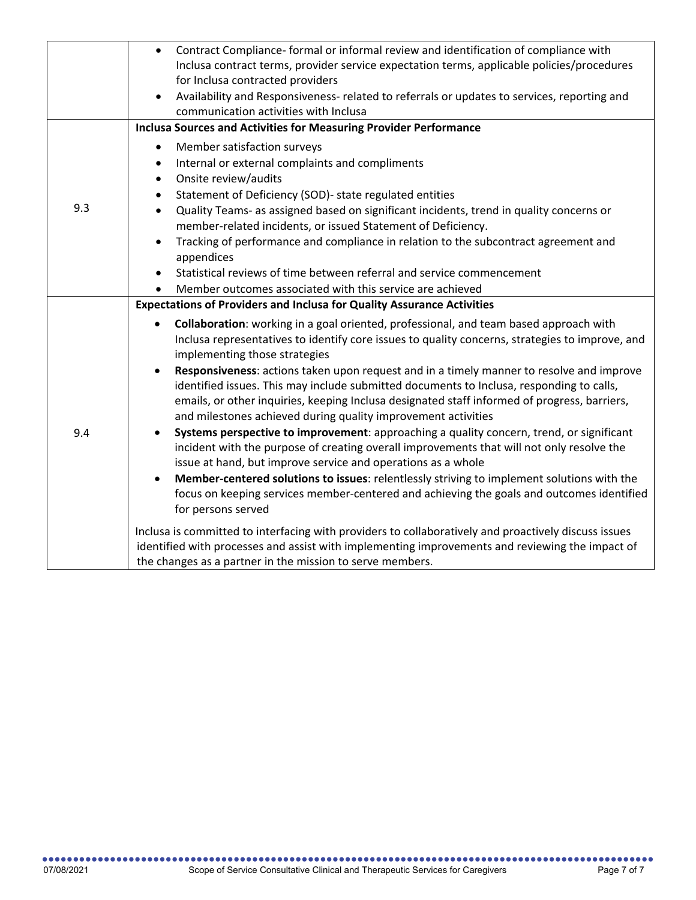| | |
|---|---|
| | • Contract Compliance- formal or informal review and identification of compliance with Inclusa contract terms, provider service expectation terms, applicable policies/procedures for Inclusa contracted providers<br>• Availability and Responsiveness- related to referrals or updates to services, reporting and communication activities with Inclusa |
| 9.3 | **Inclusa Sources and Activities for Measuring Provider Performance**<br>• Member satisfaction surveys<br>• Internal or external complaints and compliments<br>• Onsite review/audits<br>• Statement of Deficiency (SOD)- state regulated entities<br>• Quality Teams- as assigned based on significant incidents, trend in quality concerns or member-related incidents, or issued Statement of Deficiency.<br>• Tracking of performance and compliance in relation to the subcontract agreement and appendices<br>• Statistical reviews of time between referral and service commencement<br>• Member outcomes associated with this service are achieved |
| 9.4 | **Expectations of Providers and Inclusa for Quality Assurance Activities**<br>• **Collaboration**: working in a goal oriented, professional, and team based approach with Inclusa representatives to identify core issues to quality concerns, strategies to improve, and implementing those strategies<br>• **Responsiveness**: actions taken upon request and in a timely manner to resolve and improve identified issues. This may include submitted documents to Inclusa, responding to calls, emails, or other inquiries, keeping Inclusa designated staff informed of progress, barriers, and milestones achieved during quality improvement activities<br>• **Systems perspective to improvement**: approaching a quality concern, trend, or significant incident with the purpose of creating overall improvements that will not only resolve the issue at hand, but improve service and operations as a whole<br>• **Member-centered solutions to issues**: relentlessly striving to implement solutions with the focus on keeping services member-centered and achieving the goals and outcomes identified for persons served<br><br>Inclusa is committed to interfacing with providers to collaboratively and proactively discuss issues identified with processes and assist with implementing improvements and reviewing the impact of the changes as a partner in the mission to serve members. |